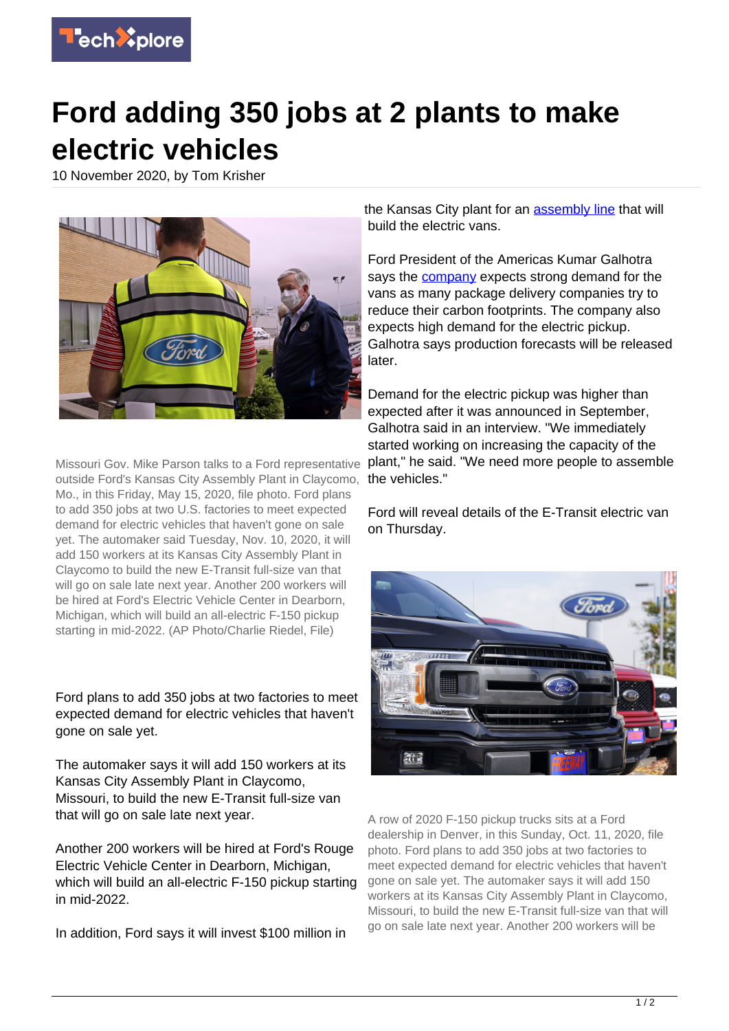# Ford adding 350 jobs at 2 plants to make electric vehicles

10 November 2020, by Tom Krisher

Missouri Gov. Mike Parson talks to a Ford representative outside Ford's Kansas City Assembly Plant in Claycomo, Mo., in this Friday, May 15, 2020, file photo. Ford plans to add 350 jobs at two U.S. factories to meet expected demand for electric vehicles that haven't gone on sale yet. The automaker said Tuesday, Nov. 10, 2020, it will add 150 workers at its Kansas City Assembly Plant in Claycomo to build the new E-Transit full-size van that will go on sale late next year. Another 200 workers will be hired at Ford's Electric Vehicle Center in Dearborn, Michigan, which will build an all-electric F-150 pickup starting in mid-2022. (AP Photo/Charlie Riedel, File)

Ford plans to add 350 jobs at two factories to meet expected demand for electric vehicles that haven't gone on sale yet.

The automaker says it will add 150 workers at its Kansas City Assembly Plant in Claycomo, Missouri, to build the new E-Transit full-size van that will go on sale late next year.

Another 200 workers will be hired at Ford's Rouge Electric Vehicle Center in Dearborn, Michigan, which will build an all-electric F-150 pickup starting in mid-2022.

In addition, Ford says it will invest $100 million in the Kansas City plant for an assembly line that will build the electric vans.

Ford President of the Americas Kumar Galhotra says the company expects strong demand for the vans as many package delivery companies try to reduce their carbon footprints. The company also expects high demand for the electric pickup. Galhotra says production forecasts will be released later.

Demand for the electric pickup was higher than expected after it was announced in September, Galhotra said in an interview. "We immediately started working on increasing the capacity of the plant," he said. "We need more people to assemble the vehicles."

Ford will reveal details of the E-Transit electric van on Thursday.

A row of 2020 F-150 pickup trucks sits at a Ford dealership in Denver, in this Sunday, Oct. 11, 2020, file photo. Ford plans to add 350 jobs at two factories to meet expected demand for electric vehicles that haven't gone on sale yet. The automaker says it will add 150 workers at its Kansas City Assembly Plant in Claycomo, Missouri, to build the new E-Transit full-size van that will go on sale late next year. Another 200 workers will be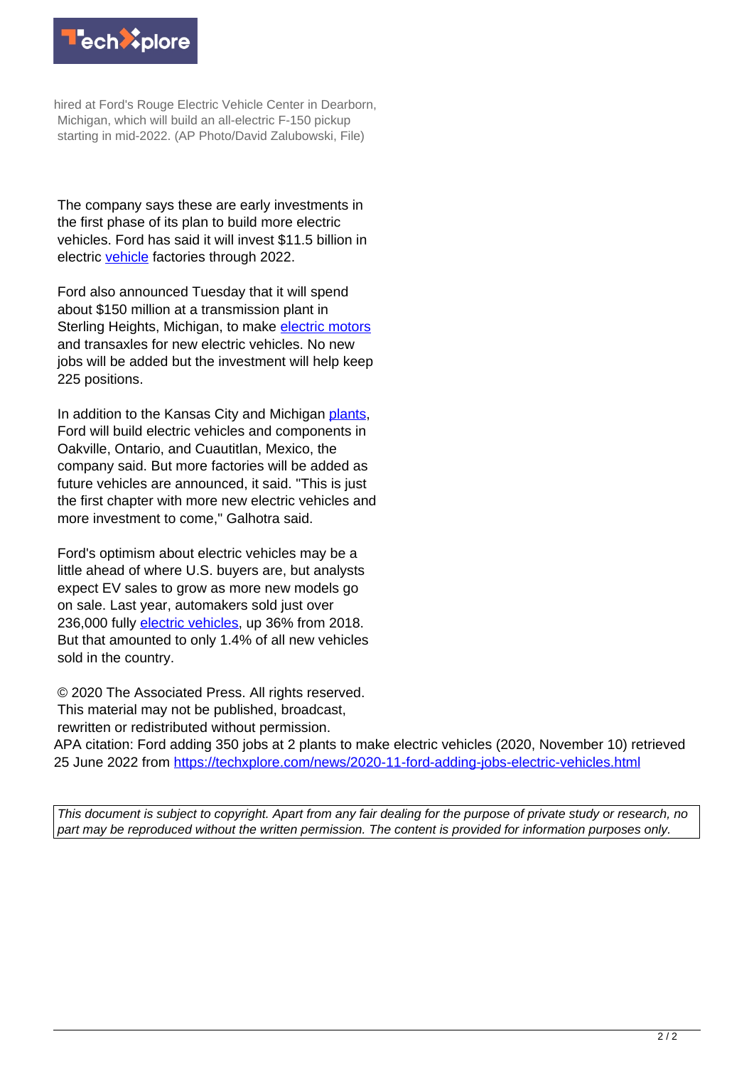hired at Ford's Rouge Electric Vehicle Center in Dearborn, Michigan, which will build an all-electric F-150 pickup starting in mid-2022. (AP Photo/David Zalubowski, File)

The company says these are early investments in the first phase of its plan to build more electric vehicles. Ford has said it will invest $11.5 billion in electric vehicle factories through 2022.

Ford also announced Tuesday that it will spend about $150 million at a transmission plant in Sterling Heights, Michigan, to make electric motors and transaxles for new electric vehicles. No new jobs will be added but the investment will help keep 225 positions.

In addition to the Kansas City and Michigan plants, Ford will build electric vehicles and components in Oakville, Ontario, and Cuautitlan, Mexico, the company said. But more factories will be added as future vehicles are announced, it said. "This is just the first chapter with more new electric vehicles and more investment to come," Galhotra said.

Ford's optimism about electric vehicles may be a little ahead of where U.S. buyers are, but analysts expect EV sales to grow as more new models go on sale. Last year, automakers sold just over 236,000 fully electric vehicles, up 36% from 2018. But that amounted to only 1.4% of all new vehicles sold in the country.

© 2020 The Associated Press. All rights reserved. This material may not be published, broadcast, rewritten or redistributed without permission.

APA citation: Ford adding 350 jobs at 2 plants to make electric vehicles (2020, November 10) retrieved 25 June 2022 from https://techxplore.com/news/2020-11-ford-adding-jobs-electric-vehicles.html

*This document is subject to copyright. Apart from any fair dealing for the purpose of private study or research, no part may be reproduced without the written permission. The content is provided for information purposes only.*